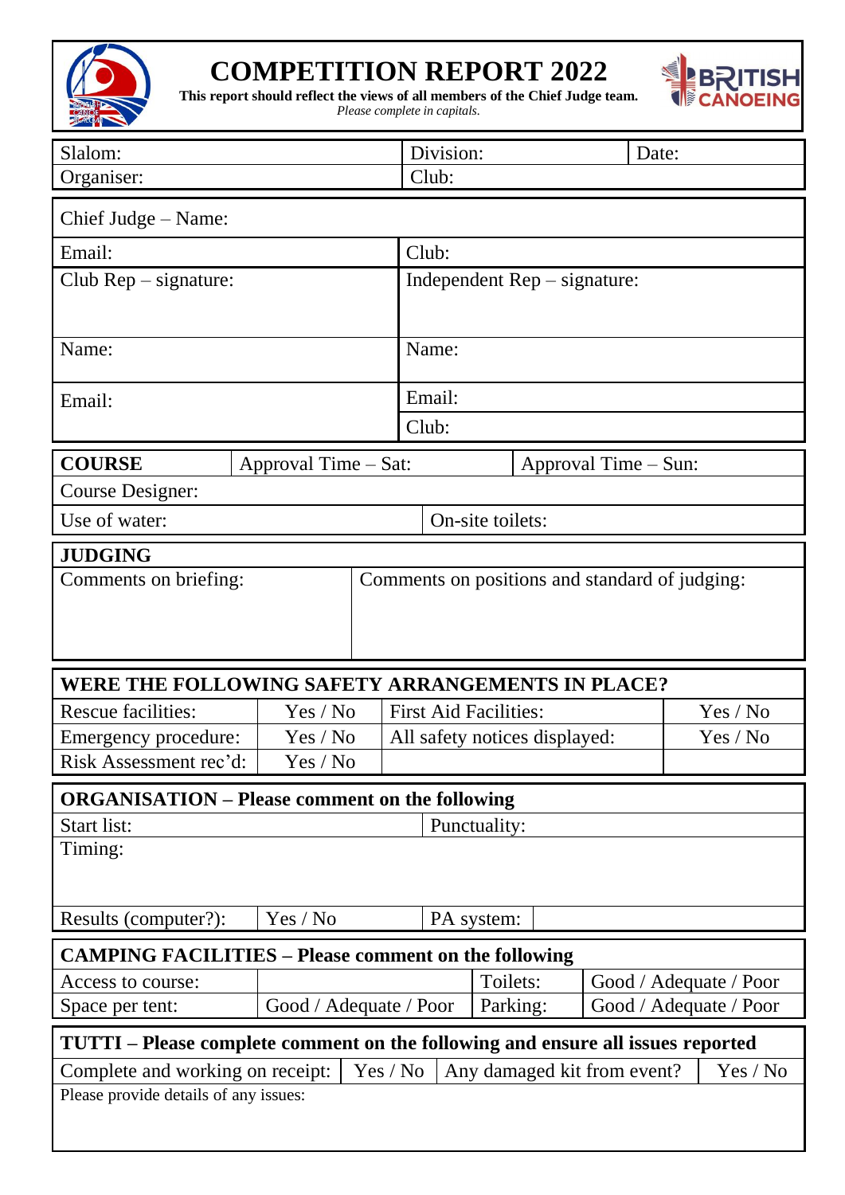# COMPETITION REPORT 2022

**This report should reflect the views of all members of the Chief Judge team.**

*Please complete in capitals.*

| Slalom: | Division: | Date: |
|---|---|---|
| Organiser: | Club: | |

| Chief Judge – Name: | |
|---|---|
| Email: | Club: |
| Club Rep – signature: | Independent Rep – signature: |
| Name: | Name: |
| Email: | Email: |
| | Club: |

| **COURSE** | Approval Time – Sat: | Approval Time – Sun: |
|---|---|---|
| Course Designer: | | |
| Use of water: | On-site toilets: | |

| **JUDGING** | |
|---|---|
| Comments on briefing: | Comments on positions and standard of judging: |

| **WERE THE FOLLOWING SAFETY ARRANGEMENTS IN PLACE?** | | | |
|---|---|---|---|
| Rescue facilities: | Yes / No | First Aid Facilities: | Yes / No |
| Emergency procedure: | Yes / No | All safety notices displayed: | Yes / No |
| Risk Assessment rec'd: | Yes / No | | |

| **ORGANISATION – Please comment on the following** | | | |
|---|---|---|---|
| Start list: | | Punctuality: | |
| Timing: | | | |
| Results (computer?): | Yes / No | PA system: | |

| **CAMPING FACILITIES – Please comment on the following** | | | |
|---|---|---|---|
| Access to course: | | Toilets: | Good / Adequate / Poor |
| Space per tent: | Good / Adequate / Poor | Parking: | Good / Adequate / Poor |

| **TUTTI – Please complete comment on the following and ensure all issues reported** | | | |
|---|---|---|---|
| Complete and working on receipt: | Yes / No | Any damaged kit from event? | Yes / No |
| Please provide details of any issues: | | | |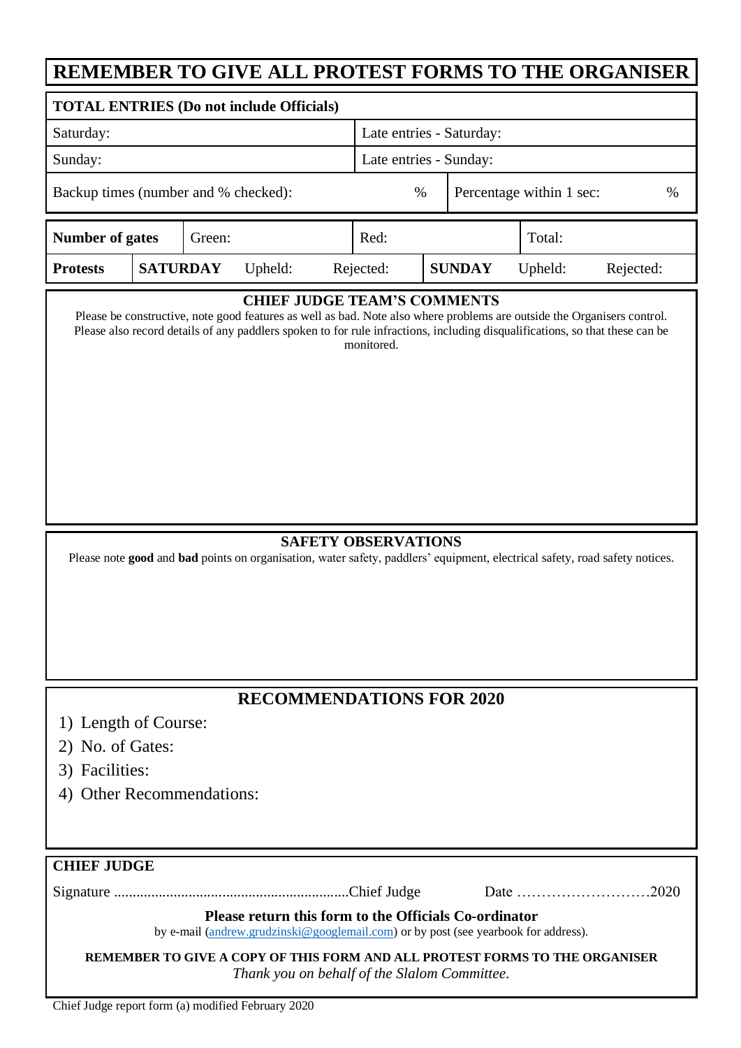# REMEMBER TO GIVE ALL PROTEST FORMS TO THE ORGANISER

| **TOTAL ENTRIES (Do not include Officials)** | | | |
|---|---|---|---|
| Saturday: | | Late entries - Saturday: | |
| Sunday: | | Late entries - Sunday: | |
| Backup times (number and % checked): | % | Percentage within 1 sec: | % |

| | | | | | | | |
|---|---|---|---|---|---|---|---|
| **Number of gates** | Green: | | Red: | | Total: | | |
| **Protests** | **SATURDAY** | Upheld: | Rejected: | **SUNDAY** | Upheld: | Rejected: | |

## CHIEF JUDGE TEAM'S COMMENTS

Please be constructive, note good features as well as bad. Note also where problems are outside the Organisers control. Please also record details of any paddlers spoken to for rule infractions, including disqualifications, so that these can be monitored.

## SAFETY OBSERVATIONS

Please note **good** and **bad** points on organisation, water safety, paddlers' equipment, electrical safety, road safety notices.

## RECOMMENDATIONS FOR 2020

1) Length of Course:
2) No. of Gates:
3) Facilities:
4) Other Recommendations:

**CHIEF JUDGE**

Signature ..............................................................Chief Judge Date ………………………2020

**Please return this form to the Officials Co-ordinator**
by e-mail (andrew.grudzinski@googlemail.com) or by post (see yearbook for address).

**REMEMBER TO GIVE A COPY OF THIS FORM AND ALL PROTEST FORMS TO THE ORGANISER**
*Thank you on behalf of the Slalom Committee.*

Chief Judge report form (a) modified February 2020